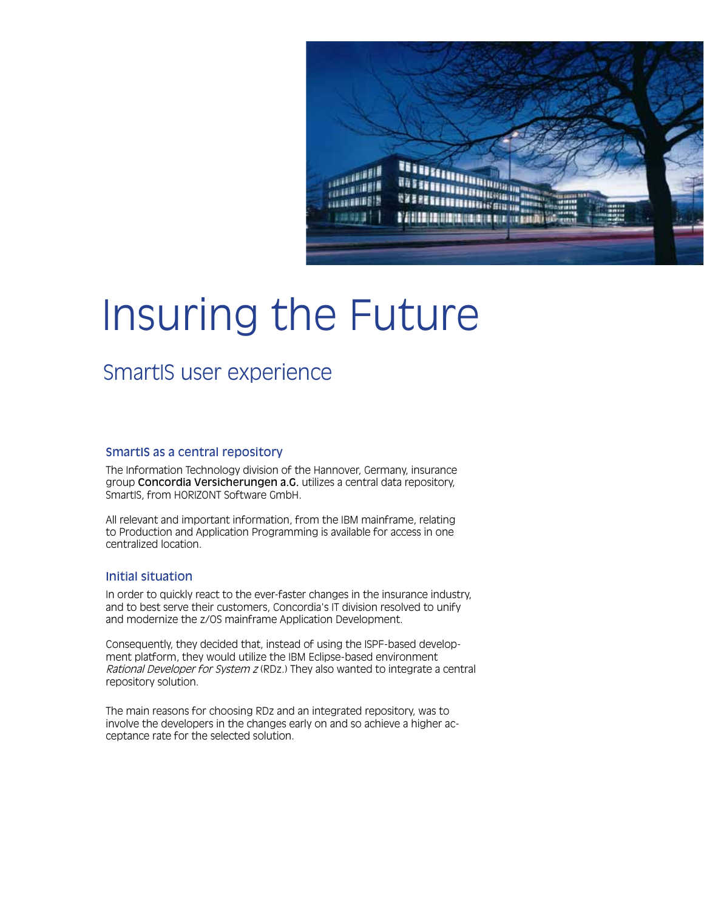# Insuring the Future

## SmartIS user experience

### SmartIS as a central repository

The Information Technology division of the Hannover, Germany, insurance group **Concordia Versicherungen a.G.** utilizes a central data repository, SmartIS, from HORIZONT Software GmbH.

All relevant and important information, from the IBM mainframe, relating to Production and Application Programming is available for access in one centralized location.

### Initial situation

In order to quickly react to the ever-faster changes in the insurance industry, and to best serve their customers, Concordia's IT division resolved to unify and modernize the z/OS mainframe Application Development.

Consequently, they decided that, instead of using the ISPF-based development platform, they would utilize the IBM Eclipse-based environment *Rational Developer for System z* (RDz.) They also wanted to integrate a central repository solution.

The main reasons for choosing RDz and an integrated repository, was to involve the developers in the changes early on and so achieve a higher acceptance rate for the selected solution.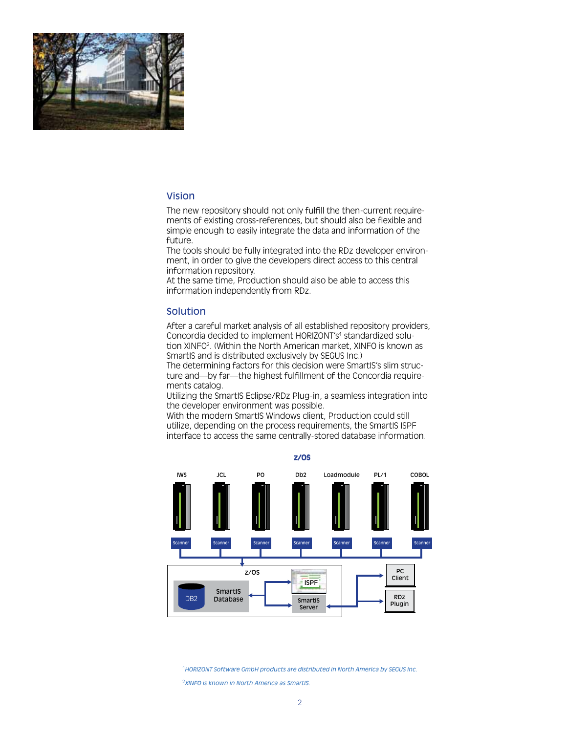## Vision

The new repository should not only fulfill the then-current requirements of existing cross-references, but should also be flexible and simple enough to easily integrate the data and information of the future.

The tools should be fully integrated into the RDz developer environment, in order to give the developers direct access to this central information repository.

At the same time, Production should also be able to access this information independently from RDz.

## Solution

After a careful market analysis of all established repository providers, Concordia decided to implement HORIZONT's[1] standardized solution XINFO[2]. (Within the North American market, XINFO is known as SmartIS and is distributed exclusively by SEGUS Inc.)

The determining factors for this decision were SmartIS's slim structure and—by far—the highest fulfillment of the Concordia requirements catalog.

Utilizing the SmartIS Eclipse/RDz Plug-in, a seamless integration into the developer environment was possible.

With the modern SmartIS Windows client, Production could still utilize, depending on the process requirements, the SmartIS ISPF interface to access the same centrally-stored database information.

z/OS

IWS | JCL | PO | Db2 | Loadmodule | PL/1 | COBOL

Scanner | Scanner | Scanner | Scanner | Scanner | Scanner | Scanner

z/OS: DB2 – SmartIS Database – ISPF – SmartIS Server

PC Client

RDz Plugin

[1] *HORIZONT Software GmbH products are distributed in North America by SEGUS Inc.*

[2] *XINFO is known in North America as SmartIS.*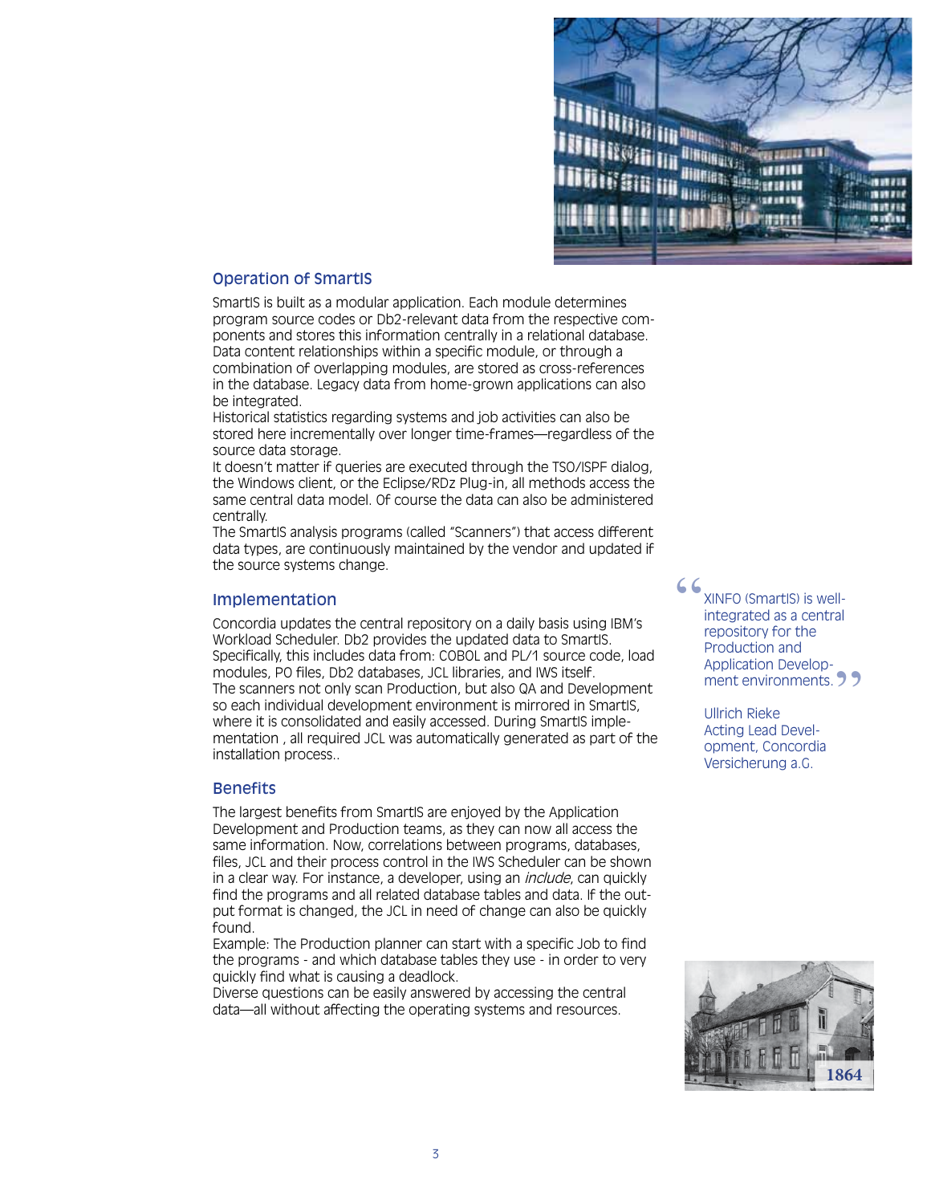## Operation of SmartIS

SmartIS is built as a modular application. Each module determines program source codes or Db2-relevant data from the respective components and stores this information centrally in a relational database. Data content relationships within a specific module, or through a combination of overlapping modules, are stored as cross-references in the database. Legacy data from home-grown applications can also be integrated.
Historical statistics regarding systems and job activities can also be stored here incrementally over longer time-frames—regardless of the source data storage.
It doesn't matter if queries are executed through the TSO/ISPF dialog, the Windows client, or the Eclipse/RDz Plug-in, all methods access the same central data model. Of course the data can also be administered centrally.
The SmartIS analysis programs (called "Scanners") that access different data types, are continuously maintained by the vendor and updated if the source systems change.

## Implementation

Concordia updates the central repository on a daily basis using IBM's Workload Scheduler. Db2 provides the updated data to SmartIS. Specifically, this includes data from: COBOL and PL/1 source code, load modules, PO files, Db2 databases, JCL libraries, and IWS itself.
The scanners not only scan Production, but also QA and Development so each individual development environment is mirrored in SmartIS, where it is consolidated and easily accessed. During SmartIS implementation , all required JCL was automatically generated as part of the installation process..

> "XINFO (SmartIS) is well-integrated as a central repository for the Production and Application Development environments."
>
> Ullrich Rieke
> Acting Lead Development, Concordia Versicherung a.G.

## Benefits

The largest benefits from SmartIS are enjoyed by the Application Development and Production teams, as they can now all access the same information. Now, correlations between programs, databases, files, JCL and their process control in the IWS Scheduler can be shown in a clear way. For instance, a developer, using an *include*, can quickly find the programs and all related database tables and data. If the output format is changed, the JCL in need of change can also be quickly found.
Example: The Production planner can start with a specific Job to find the programs - and which database tables they use - in order to very quickly find what is causing a deadlock.
Diverse questions can be easily answered by accessing the central data—all without affecting the operating systems and resources.

1864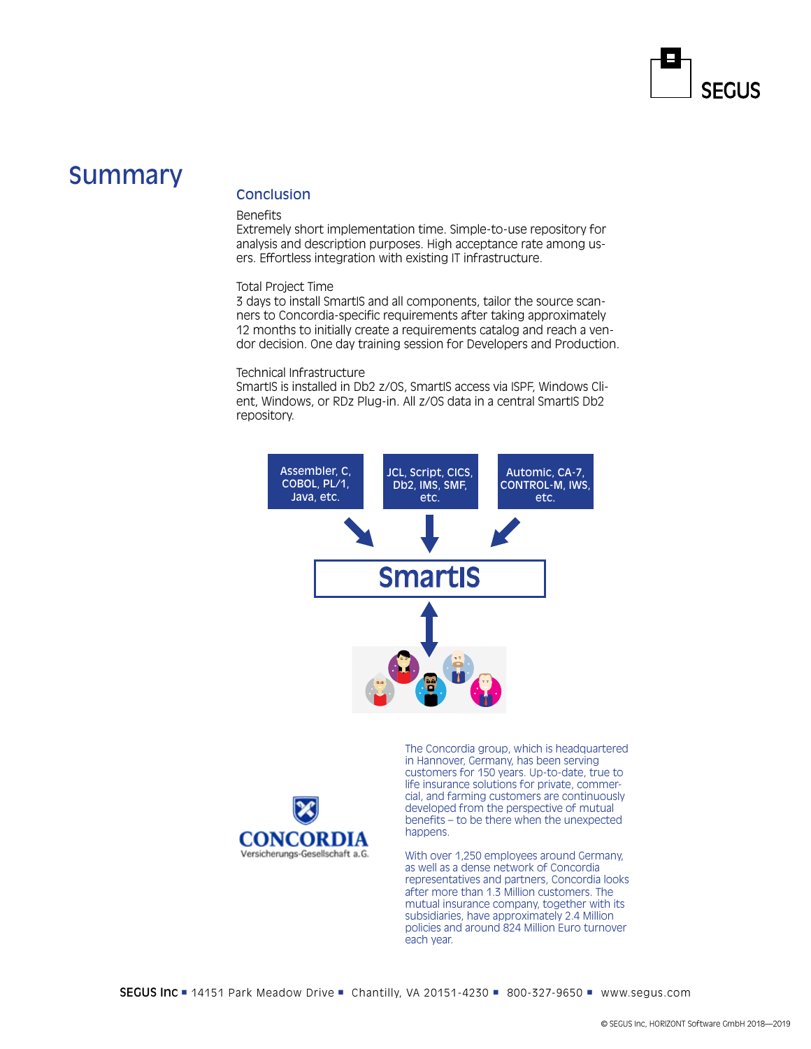# Summary

## Conclusion

Benefits
Extremely short implementation time. Simple-to-use repository for analysis and description purposes. High acceptance rate among users. Effortless integration with existing IT infrastructure.

Total Project Time
3 days to install SmartIS and all components, tailor the source scanners to Concordia-specific requirements after taking approximately 12 months to initially create a requirements catalog and reach a vendor decision. One day training session for Developers and Production.

Technical Infrastructure
SmartIS is installed in Db2 z/OS, SmartIS access via ISPF, Windows Client, Windows, or RDz Plug-in. All z/OS data in a central SmartIS Db2 repository.

Assembler, C, COBOL, PL/1, Java, etc.

JCL, Script, CICS, Db2, IMS, SMF, etc.

Automic, CA-7, CONTROL-M, IWS, etc.

SmartIS

CONCORDIA
Versicherungs-Gesellschaft a.G.

The Concordia group, which is headquartered in Hannover, Germany, has been serving customers for 150 years. Up-to-date, true to life insurance solutions for private, commercial, and farming customers are continuously developed from the perspective of mutual benefits – to be there when the unexpected happens.

With over 1,250 employees around Germany, as well as a dense network of Concordia representatives and partners, Concordia looks after more than 1.3 Million customers. The mutual insurance company, together with its subsidiaries, have approximately 2.4 Million policies and around 824 Million Euro turnover each year.

SEGUS Inc ■ 14151 Park Meadow Drive ■ Chantilly, VA 20151-4230 ■ 800-327-9650 ■ www.segus.com

© SEGUS Inc, HORIZONT Software GmbH 2018—2019